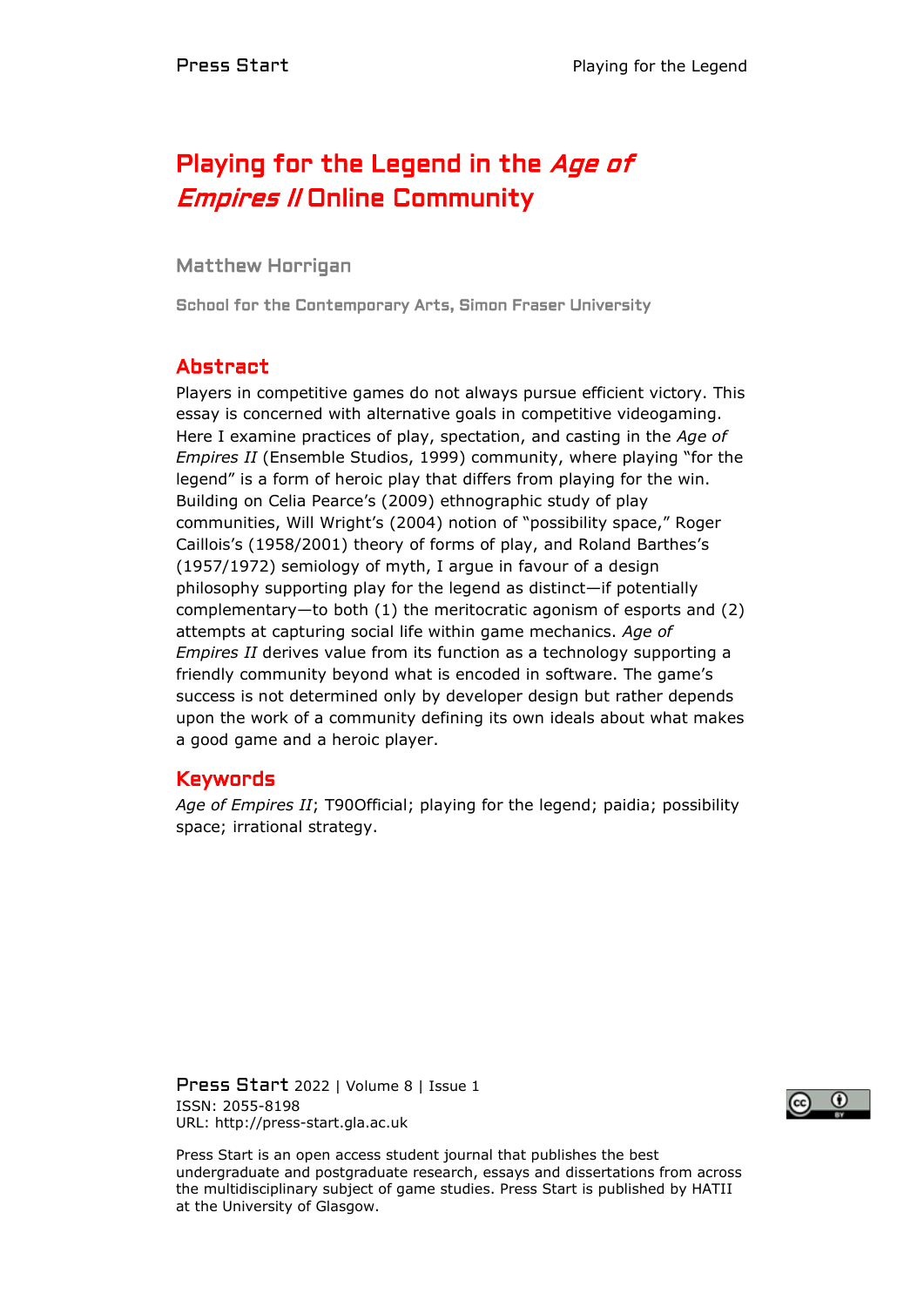# Playing for the Legend in the *Age of Empires II* Online Community

**Matthew Horrigan**

School for the Contemporary Arts, Simon Fraser University

## Abstract

Players in competitive games do not always pursue efficient victory. This essay is concerned with alternative goals in competitive videogaming. Here I examine practices of play, spectation, and casting in the *Age of Empires II* (Ensemble Studios, 1999) community, where playing "for the legend" is a form of heroic play that differs from playing for the win. Building on Celia Pearce's (2009) ethnographic study of play communities, Will Wright's (2004) notion of "possibility space," Roger Caillois's (1958/2001) theory of forms of play, and Roland Barthes's (1957/1972) semiology of myth, I argue in favour of a design philosophy supporting play for the legend as distinct—if potentially complementary—to both (1) the meritocratic agonism of esports and (2) attempts at capturing social life within game mechanics. *Age of Empires II* derives value from its function as a technology supporting a friendly community beyond what is encoded in software. The game's success is not determined only by developer design but rather depends upon the work of a community defining its own ideals about what makes a good game and a heroic player.

## Keywords

*Age of Empires II*; T90Official; playing for the legend; paidia; possibility space; irrational strategy.

Press Start 2022 | Volume 8 | Issue 1
ISSN: 2055-8198
URL: http://press-start.gla.ac.uk

Press Start is an open access student journal that publishes the best undergraduate and postgraduate research, essays and dissertations from across the multidisciplinary subject of game studies. Press Start is published by HATII at the University of Glasgow.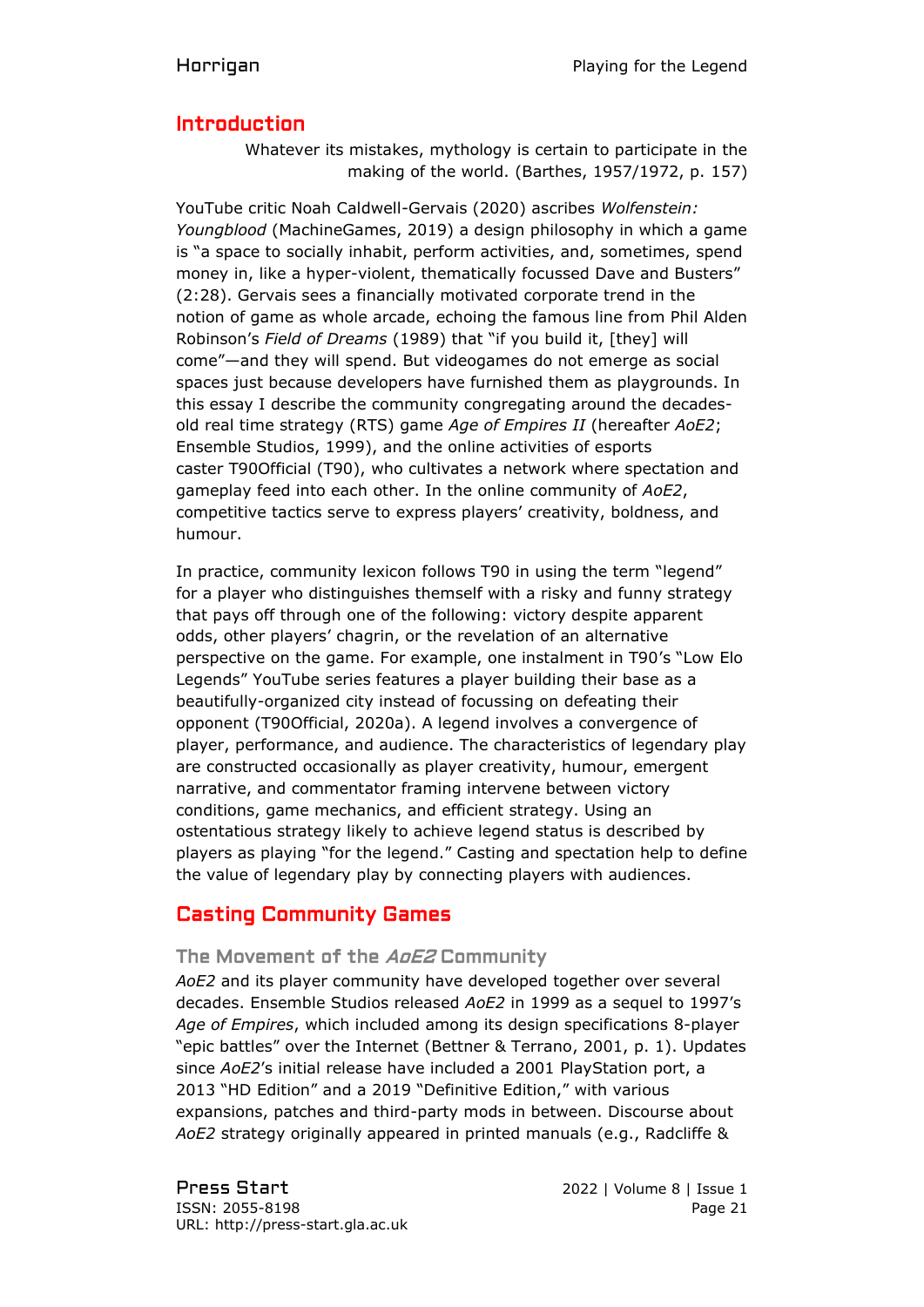## Introduction

> Whatever its mistakes, mythology is certain to participate in the making of the world. (Barthes, 1957/1972, p. 157)

YouTube critic Noah Caldwell-Gervais (2020) ascribes *Wolfenstein: Youngblood* (MachineGames, 2019) a design philosophy in which a game is "a space to socially inhabit, perform activities, and, sometimes, spend money in, like a hyper-violent, thematically focussed Dave and Busters" (2:28). Gervais sees a financially motivated corporate trend in the notion of game as whole arcade, echoing the famous line from Phil Alden Robinson's *Field of Dreams* (1989) that "if you build it, [they] will come"—and they will spend. But videogames do not emerge as social spaces just because developers have furnished them as playgrounds. In this essay I describe the community congregating around the decades-old real time strategy (RTS) game *Age of Empires II* (hereafter *AoE2*; Ensemble Studios, 1999), and the online activities of esports caster T90Official (T90), who cultivates a network where spectation and gameplay feed into each other. In the online community of *AoE2*, competitive tactics serve to express players' creativity, boldness, and humour.

In practice, community lexicon follows T90 in using the term "legend" for a player who distinguishes themself with a risky and funny strategy that pays off through one of the following: victory despite apparent odds, other players' chagrin, or the revelation of an alternative perspective on the game. For example, one instalment in T90's "Low Elo Legends" YouTube series features a player building their base as a beautifully-organized city instead of focussing on defeating their opponent (T90Official, 2020a). A legend involves a convergence of player, performance, and audience. The characteristics of legendary play are constructed occasionally as player creativity, humour, emergent narrative, and commentator framing intervene between victory conditions, game mechanics, and efficient strategy. Using an ostentatious strategy likely to achieve legend status is described by players as playing "for the legend." Casting and spectation help to define the value of legendary play by connecting players with audiences.

## Casting Community Games

### The Movement of the *AoE2* Community

*AoE2* and its player community have developed together over several decades. Ensemble Studios released *AoE2* in 1999 as a sequel to 1997's *Age of Empires*, which included among its design specifications 8-player "epic battles" over the Internet (Bettner & Terrano, 2001, p. 1). Updates since *AoE2*'s initial release have included a 2001 PlayStation port, a 2013 "HD Edition" and a 2019 "Definitive Edition," with various expansions, patches and third-party mods in between. Discourse about *AoE2* strategy originally appeared in printed manuals (e.g., Radcliffe &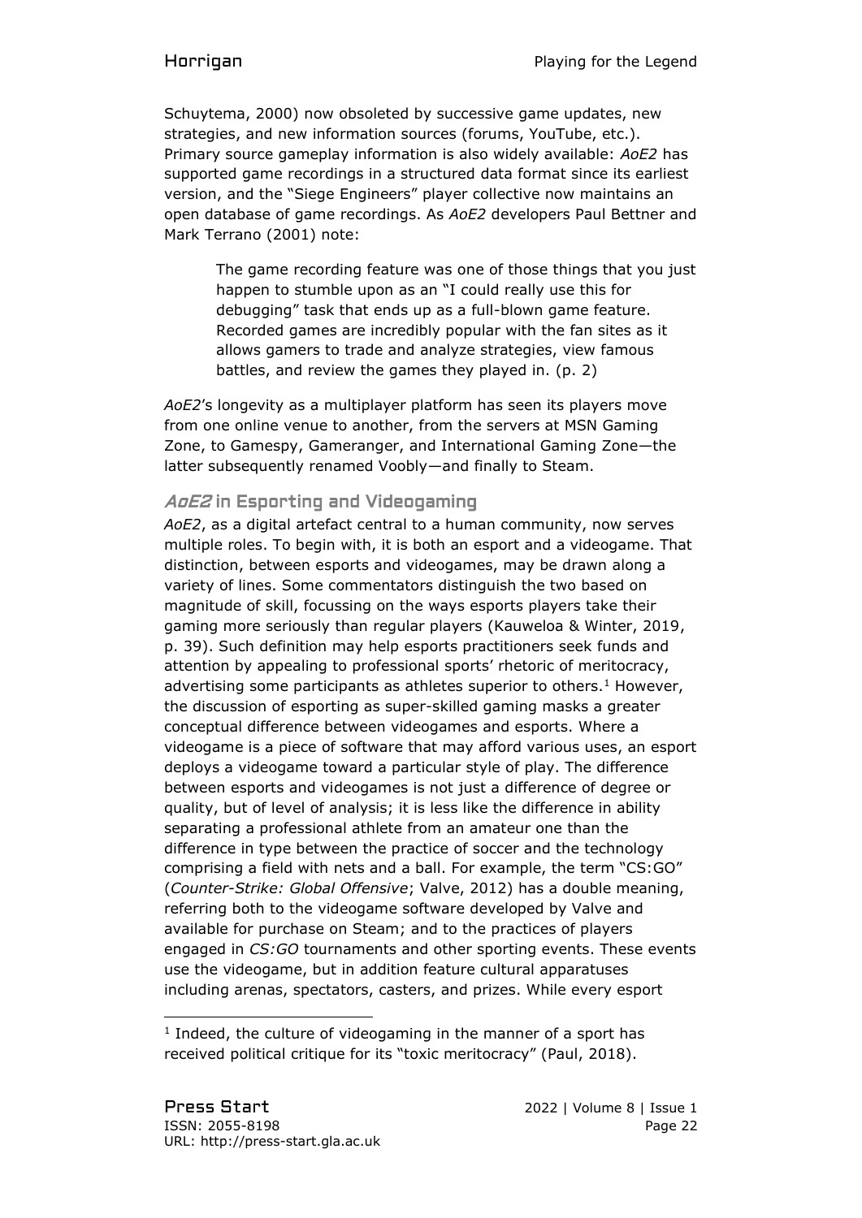Schuytema, 2000) now obsoleted by successive game updates, new strategies, and new information sources (forums, YouTube, etc.). Primary source gameplay information is also widely available: *AoE2* has supported game recordings in a structured data format since its earliest version, and the "Siege Engineers" player collective now maintains an open database of game recordings. As *AoE2* developers Paul Bettner and Mark Terrano (2001) note:

> The game recording feature was one of those things that you just happen to stumble upon as an "I could really use this for debugging" task that ends up as a full-blown game feature. Recorded games are incredibly popular with the fan sites as it allows gamers to trade and analyze strategies, view famous battles, and review the games they played in. (p. 2)

*AoE2*'s longevity as a multiplayer platform has seen its players move from one online venue to another, from the servers at MSN Gaming Zone, to Gamespy, Gameranger, and International Gaming Zone—the latter subsequently renamed Voobly—and finally to Steam.

## *AoE2* in Esporting and Videogaming

*AoE2*, as a digital artefact central to a human community, now serves multiple roles. To begin with, it is both an esport and a videogame. That distinction, between esports and videogames, may be drawn along a variety of lines. Some commentators distinguish the two based on magnitude of skill, focussing on the ways esports players take their gaming more seriously than regular players (Kauweloa & Winter, 2019, p. 39). Such definition may help esports practitioners seek funds and attention by appealing to professional sports' rhetoric of meritocracy, advertising some participants as athletes superior to others.[1] However, the discussion of esporting as super-skilled gaming masks a greater conceptual difference between videogames and esports. Where a videogame is a piece of software that may afford various uses, an esport deploys a videogame toward a particular style of play. The difference between esports and videogames is not just a difference of degree or quality, but of level of analysis; it is less like the difference in ability separating a professional athlete from an amateur one than the difference in type between the practice of soccer and the technology comprising a field with nets and a ball. For example, the term "CS:GO" (*Counter-Strike: Global Offensive*; Valve, 2012) has a double meaning, referring both to the videogame software developed by Valve and available for purchase on Steam; and to the practices of players engaged in *CS:GO* tournaments and other sporting events. These events use the videogame, but in addition feature cultural apparatuses including arenas, spectators, casters, and prizes. While every esport

[1] Indeed, the culture of videogaming in the manner of a sport has received political critique for its "toxic meritocracy" (Paul, 2018).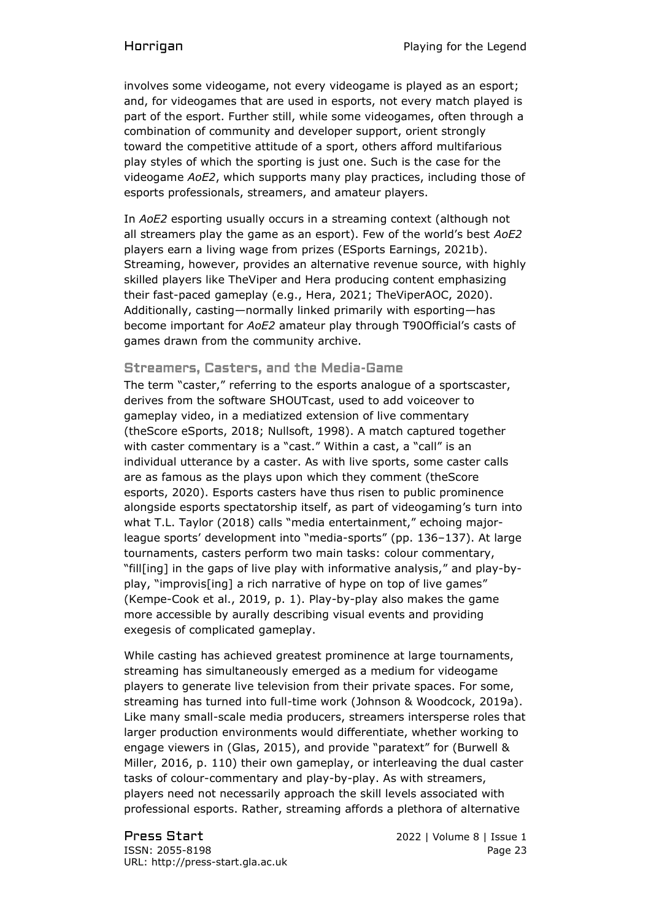involves some videogame, not every videogame is played as an esport; and, for videogames that are used in esports, not every match played is part of the esport. Further still, while some videogames, often through a combination of community and developer support, orient strongly toward the competitive attitude of a sport, others afford multifarious play styles of which the sporting is just one. Such is the case for the videogame *AoE2*, which supports many play practices, including those of esports professionals, streamers, and amateur players.

In *AoE2* esporting usually occurs in a streaming context (although not all streamers play the game as an esport). Few of the world's best *AoE2* players earn a living wage from prizes (ESports Earnings, 2021b). Streaming, however, provides an alternative revenue source, with highly skilled players like TheViper and Hera producing content emphasizing their fast-paced gameplay (e.g., Hera, 2021; TheViperAOC, 2020). Additionally, casting—normally linked primarily with esporting—has become important for *AoE2* amateur play through T90Official's casts of games drawn from the community archive.

## Streamers, Casters, and the Media-Game

The term "caster," referring to the esports analogue of a sportscaster, derives from the software SHOUTcast, used to add voiceover to gameplay video, in a mediatized extension of live commentary (theScore eSports, 2018; Nullsoft, 1998). A match captured together with caster commentary is a "cast." Within a cast, a "call" is an individual utterance by a caster. As with live sports, some caster calls are as famous as the plays upon which they comment (theScore esports, 2020). Esports casters have thus risen to public prominence alongside esports spectatorship itself, as part of videogaming's turn into what T.L. Taylor (2018) calls "media entertainment," echoing major-league sports' development into "media-sports" (pp. 136–137). At large tournaments, casters perform two main tasks: colour commentary, "fill[ing] in the gaps of live play with informative analysis," and play-by-play, "improvis[ing] a rich narrative of hype on top of live games" (Kempe-Cook et al., 2019, p. 1). Play-by-play also makes the game more accessible by aurally describing visual events and providing exegesis of complicated gameplay.

While casting has achieved greatest prominence at large tournaments, streaming has simultaneously emerged as a medium for videogame players to generate live television from their private spaces. For some, streaming has turned into full-time work (Johnson & Woodcock, 2019a). Like many small-scale media producers, streamers intersperse roles that larger production environments would differentiate, whether working to engage viewers in (Glas, 2015), and provide "paratext" for (Burwell & Miller, 2016, p. 110) their own gameplay, or interleaving the dual caster tasks of colour-commentary and play-by-play. As with streamers, players need not necessarily approach the skill levels associated with professional esports. Rather, streaming affords a plethora of alternative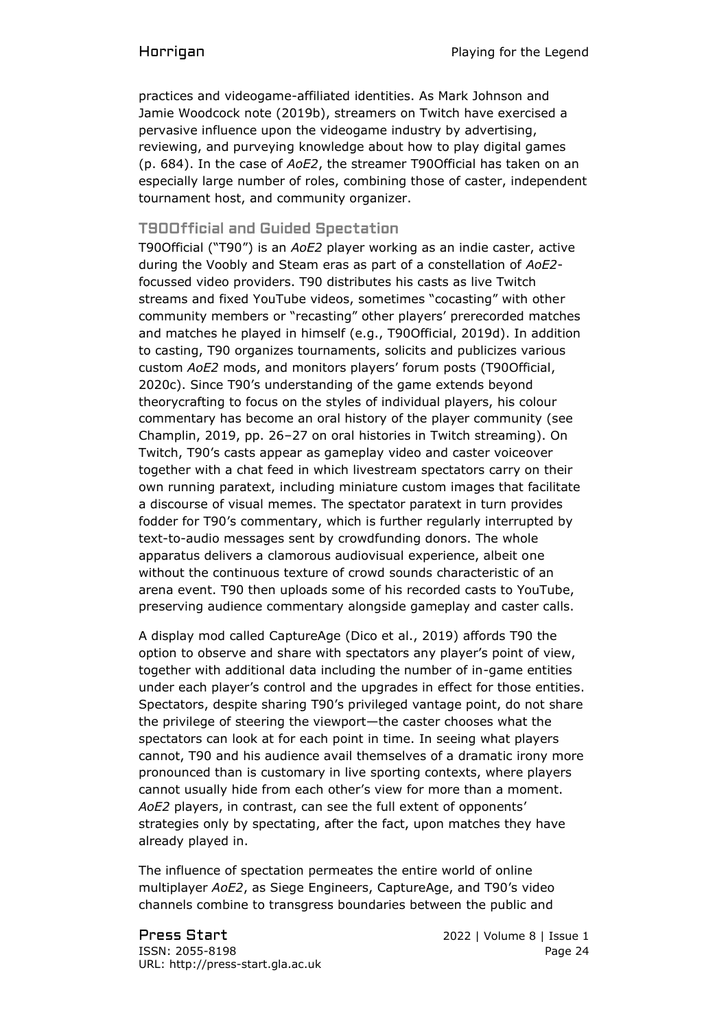practices and videogame-affiliated identities. As Mark Johnson and Jamie Woodcock note (2019b), streamers on Twitch have exercised a pervasive influence upon the videogame industry by advertising, reviewing, and purveying knowledge about how to play digital games (p. 684). In the case of *AoE2*, the streamer T90Official has taken on an especially large number of roles, combining those of caster, independent tournament host, and community organizer.

## T90Official and Guided Spectation

T90Official ("T90") is an *AoE2* player working as an indie caster, active during the Voobly and Steam eras as part of a constellation of *AoE2*-focussed video providers. T90 distributes his casts as live Twitch streams and fixed YouTube videos, sometimes "cocasting" with other community members or "recasting" other players' prerecorded matches and matches he played in himself (e.g., T90Official, 2019d). In addition to casting, T90 organizes tournaments, solicits and publicizes various custom *AoE2* mods, and monitors players' forum posts (T90Official, 2020c). Since T90's understanding of the game extends beyond theorycrafting to focus on the styles of individual players, his colour commentary has become an oral history of the player community (see Champlin, 2019, pp. 26–27 on oral histories in Twitch streaming). On Twitch, T90's casts appear as gameplay video and caster voiceover together with a chat feed in which livestream spectators carry on their own running paratext, including miniature custom images that facilitate a discourse of visual memes. The spectator paratext in turn provides fodder for T90's commentary, which is further regularly interrupted by text-to-audio messages sent by crowdfunding donors. The whole apparatus delivers a clamorous audiovisual experience, albeit one without the continuous texture of crowd sounds characteristic of an arena event. T90 then uploads some of his recorded casts to YouTube, preserving audience commentary alongside gameplay and caster calls.

A display mod called CaptureAge (Dico et al., 2019) affords T90 the option to observe and share with spectators any player's point of view, together with additional data including the number of in-game entities under each player's control and the upgrades in effect for those entities. Spectators, despite sharing T90's privileged vantage point, do not share the privilege of steering the viewport—the caster chooses what the spectators can look at for each point in time. In seeing what players cannot, T90 and his audience avail themselves of a dramatic irony more pronounced than is customary in live sporting contexts, where players cannot usually hide from each other's view for more than a moment. *AoE2* players, in contrast, can see the full extent of opponents' strategies only by spectating, after the fact, upon matches they have already played in.

The influence of spectation permeates the entire world of online multiplayer *AoE2*, as Siege Engineers, CaptureAge, and T90's video channels combine to transgress boundaries between the public and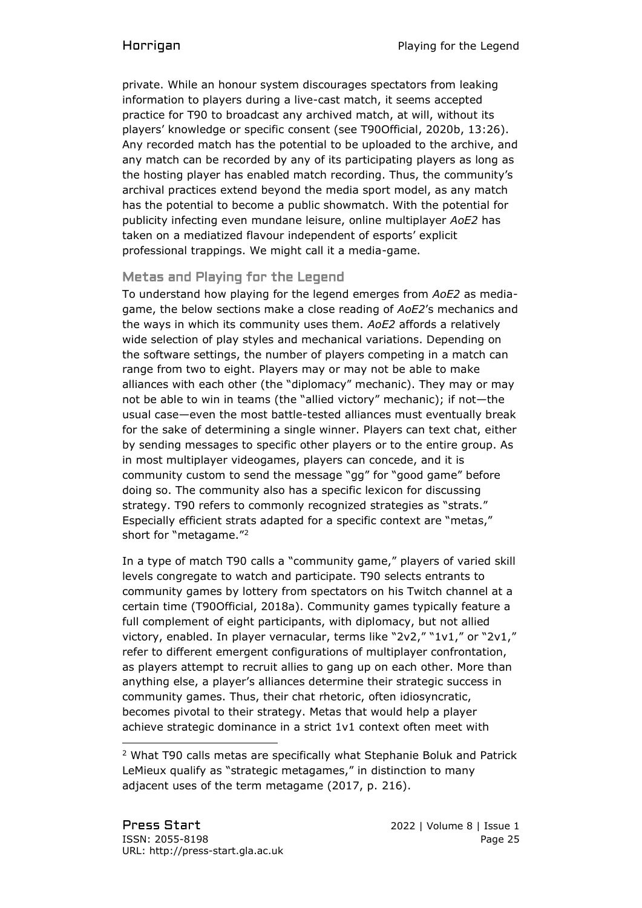private. While an honour system discourages spectators from leaking information to players during a live-cast match, it seems accepted practice for T90 to broadcast any archived match, at will, without its players' knowledge or specific consent (see T90Official, 2020b, 13:26). Any recorded match has the potential to be uploaded to the archive, and any match can be recorded by any of its participating players as long as the hosting player has enabled match recording. Thus, the community's archival practices extend beyond the media sport model, as any match has the potential to become a public showmatch. With the potential for publicity infecting even mundane leisure, online multiplayer *AoE2* has taken on a mediatized flavour independent of esports' explicit professional trappings. We might call it a media-game.

## Metas and Playing for the Legend

To understand how playing for the legend emerges from *AoE2* as media-game, the below sections make a close reading of *AoE2*'s mechanics and the ways in which its community uses them. *AoE2* affords a relatively wide selection of play styles and mechanical variations. Depending on the software settings, the number of players competing in a match can range from two to eight. Players may or may not be able to make alliances with each other (the "diplomacy" mechanic). They may or may not be able to win in teams (the "allied victory" mechanic); if not—the usual case—even the most battle-tested alliances must eventually break for the sake of determining a single winner. Players can text chat, either by sending messages to specific other players or to the entire group. As in most multiplayer videogames, players can concede, and it is community custom to send the message "gg" for "good game" before doing so. The community also has a specific lexicon for discussing strategy. T90 refers to commonly recognized strategies as "strats." Especially efficient strats adapted for a specific context are "metas," short for "metagame."[2]

In a type of match T90 calls a "community game," players of varied skill levels congregate to watch and participate. T90 selects entrants to community games by lottery from spectators on his Twitch channel at a certain time (T90Official, 2018a). Community games typically feature a full complement of eight participants, with diplomacy, but not allied victory, enabled. In player vernacular, terms like "2v2," "1v1," or "2v1," refer to different emergent configurations of multiplayer confrontation, as players attempt to recruit allies to gang up on each other. More than anything else, a player's alliances determine their strategic success in community games. Thus, their chat rhetoric, often idiosyncratic, becomes pivotal to their strategy. Metas that would help a player achieve strategic dominance in a strict 1v1 context often meet with

[2] What T90 calls metas are specifically what Stephanie Boluk and Patrick LeMieux qualify as "strategic metagames," in distinction to many adjacent uses of the term metagame (2017, p. 216).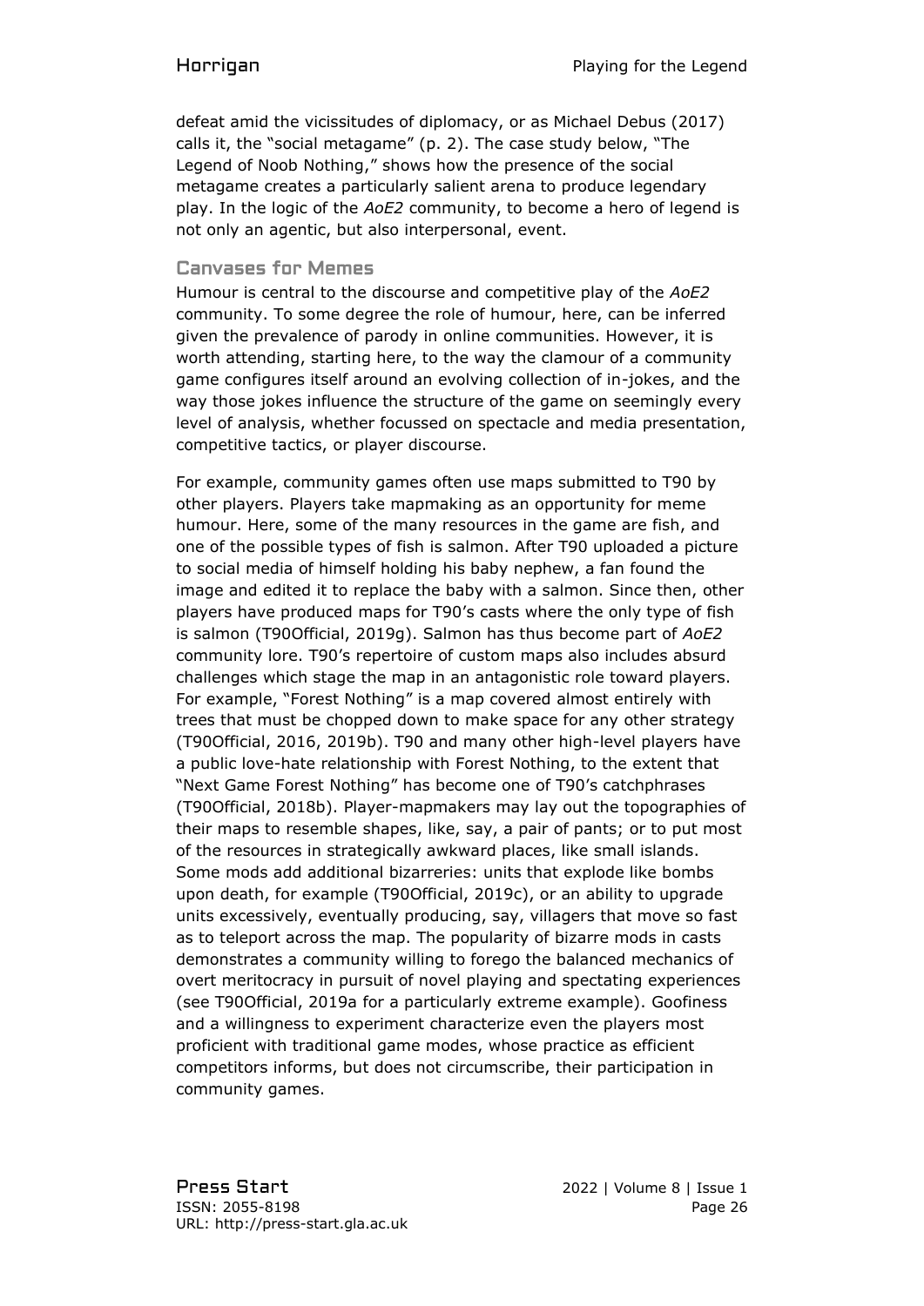defeat amid the vicissitudes of diplomacy, or as Michael Debus (2017) calls it, the "social metagame" (p. 2). The case study below, "The Legend of Noob Nothing," shows how the presence of the social metagame creates a particularly salient arena to produce legendary play. In the logic of the *AoE2* community, to become a hero of legend is not only an agentic, but also interpersonal, event.

## Canvases for Memes

Humour is central to the discourse and competitive play of the *AoE2* community. To some degree the role of humour, here, can be inferred given the prevalence of parody in online communities. However, it is worth attending, starting here, to the way the clamour of a community game configures itself around an evolving collection of in-jokes, and the way those jokes influence the structure of the game on seemingly every level of analysis, whether focussed on spectacle and media presentation, competitive tactics, or player discourse.

For example, community games often use maps submitted to T90 by other players. Players take mapmaking as an opportunity for meme humour. Here, some of the many resources in the game are fish, and one of the possible types of fish is salmon. After T90 uploaded a picture to social media of himself holding his baby nephew, a fan found the image and edited it to replace the baby with a salmon. Since then, other players have produced maps for T90's casts where the only type of fish is salmon (T90Official, 2019g). Salmon has thus become part of *AoE2* community lore. T90's repertoire of custom maps also includes absurd challenges which stage the map in an antagonistic role toward players. For example, "Forest Nothing" is a map covered almost entirely with trees that must be chopped down to make space for any other strategy (T90Official, 2016, 2019b). T90 and many other high-level players have a public love-hate relationship with Forest Nothing, to the extent that "Next Game Forest Nothing" has become one of T90's catchphrases (T90Official, 2018b). Player-mapmakers may lay out the topographies of their maps to resemble shapes, like, say, a pair of pants; or to put most of the resources in strategically awkward places, like small islands. Some mods add additional bizarreries: units that explode like bombs upon death, for example (T90Official, 2019c), or an ability to upgrade units excessively, eventually producing, say, villagers that move so fast as to teleport across the map. The popularity of bizarre mods in casts demonstrates a community willing to forego the balanced mechanics of overt meritocracy in pursuit of novel playing and spectating experiences (see T90Official, 2019a for a particularly extreme example). Goofiness and a willingness to experiment characterize even the players most proficient with traditional game modes, whose practice as efficient competitors informs, but does not circumscribe, their participation in community games.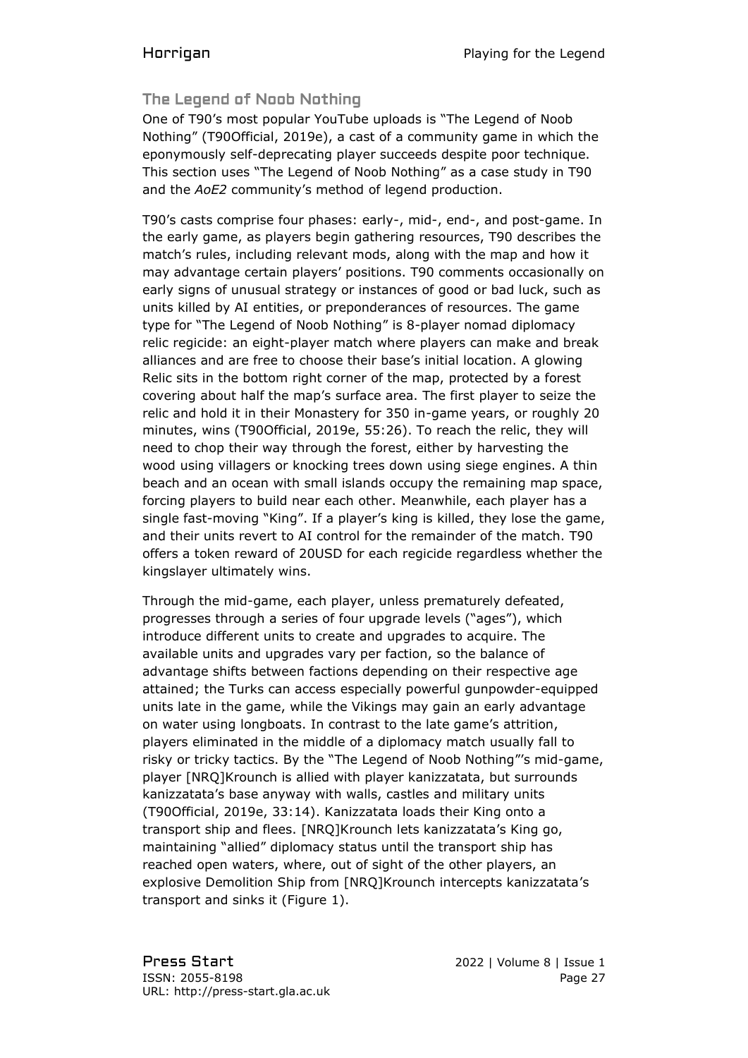## The Legend of Noob Nothing

One of T90's most popular YouTube uploads is "The Legend of Noob Nothing" (T90Official, 2019e), a cast of a community game in which the eponymously self-deprecating player succeeds despite poor technique. This section uses "The Legend of Noob Nothing" as a case study in T90 and the *AoE2* community's method of legend production.

T90's casts comprise four phases: early-, mid-, end-, and post-game. In the early game, as players begin gathering resources, T90 describes the match's rules, including relevant mods, along with the map and how it may advantage certain players' positions. T90 comments occasionally on early signs of unusual strategy or instances of good or bad luck, such as units killed by AI entities, or preponderances of resources. The game type for "The Legend of Noob Nothing" is 8-player nomad diplomacy relic regicide: an eight-player match where players can make and break alliances and are free to choose their base's initial location. A glowing Relic sits in the bottom right corner of the map, protected by a forest covering about half the map's surface area. The first player to seize the relic and hold it in their Monastery for 350 in-game years, or roughly 20 minutes, wins (T90Official, 2019e, 55:26). To reach the relic, they will need to chop their way through the forest, either by harvesting the wood using villagers or knocking trees down using siege engines. A thin beach and an ocean with small islands occupy the remaining map space, forcing players to build near each other. Meanwhile, each player has a single fast-moving "King". If a player's king is killed, they lose the game, and their units revert to AI control for the remainder of the match. T90 offers a token reward of 20USD for each regicide regardless whether the kingslayer ultimately wins.

Through the mid-game, each player, unless prematurely defeated, progresses through a series of four upgrade levels ("ages"), which introduce different units to create and upgrades to acquire. The available units and upgrades vary per faction, so the balance of advantage shifts between factions depending on their respective age attained; the Turks can access especially powerful gunpowder-equipped units late in the game, while the Vikings may gain an early advantage on water using longboats. In contrast to the late game's attrition, players eliminated in the middle of a diplomacy match usually fall to risky or tricky tactics. By the "The Legend of Noob Nothing"'s mid-game, player [NRQ]Krounch is allied with player kanizzatata, but surrounds kanizzatata's base anyway with walls, castles and military units (T90Official, 2019e, 33:14). Kanizzatata loads their King onto a transport ship and flees. [NRQ]Krounch lets kanizzatata's King go, maintaining "allied" diplomacy status until the transport ship has reached open waters, where, out of sight of the other players, an explosive Demolition Ship from [NRQ]Krounch intercepts kanizzatata's transport and sinks it (Figure 1).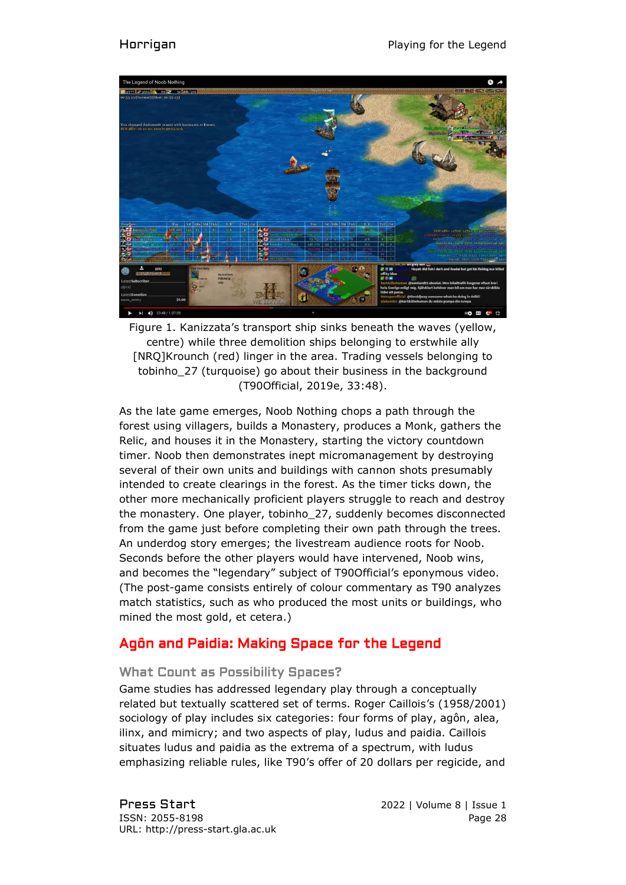Figure 1. Kanizzata's transport ship sinks beneath the waves (yellow, centre) while three demolition ships belonging to erstwhile ally [NRQ]Krounch (red) linger in the area. Trading vessels belonging to tobinho_27 (turquoise) go about their business in the background (T90Official, 2019e, 33:48).

As the late game emerges, Noob Nothing chops a path through the forest using villagers, builds a Monastery, produces a Monk, gathers the Relic, and houses it in the Monastery, starting the victory countdown timer. Noob then demonstrates inept micromanagement by destroying several of their own units and buildings with cannon shots presumably intended to create clearings in the forest. As the timer ticks down, the other more mechanically proficient players struggle to reach and destroy the monastery. One player, tobinho_27, suddenly becomes disconnected from the game just before completing their own path through the trees. An underdog story emerges; the livestream audience roots for Noob. Seconds before the other players would have intervened, Noob wins, and becomes the "legendary" subject of T90Official's eponymous video. (The post-game consists entirely of colour commentary as T90 analyzes match statistics, such as who produced the most units or buildings, who mined the most gold, et cetera.)

## Agôn and Paidia: Making Space for the Legend

### What Count as Possibility Spaces?

Game studies has addressed legendary play through a conceptually related but textually scattered set of terms. Roger Caillois's (1958/2001) sociology of play includes six categories: four forms of play, agôn, alea, ilinx, and mimicry; and two aspects of play, ludus and paidia. Caillois situates ludus and paidia as the extrema of a spectrum, with ludus emphasizing reliable rules, like T90's offer of 20 dollars per regicide, and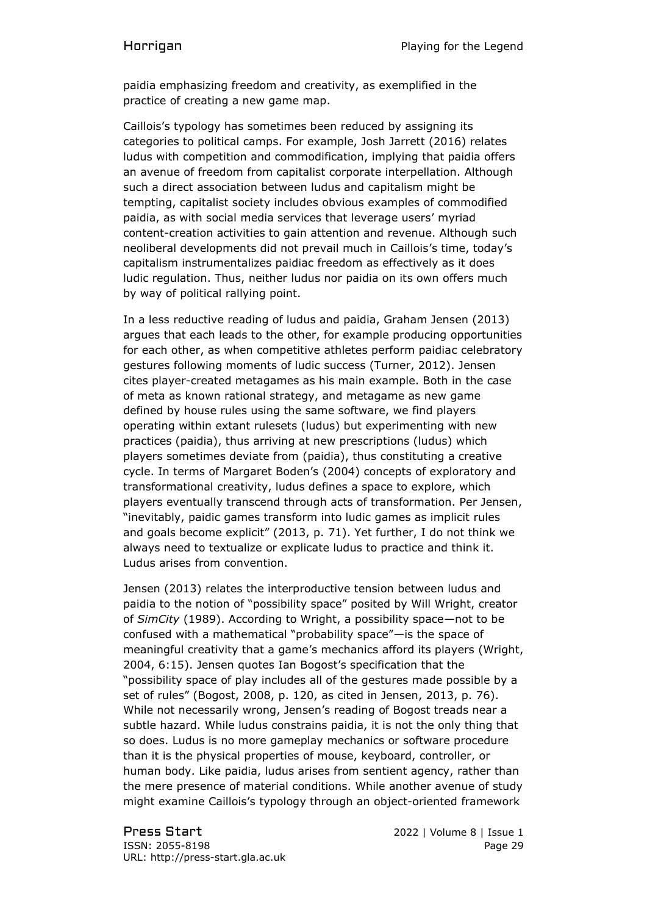paidia emphasizing freedom and creativity, as exemplified in the practice of creating a new game map.

Caillois's typology has sometimes been reduced by assigning its categories to political camps. For example, Josh Jarrett (2016) relates ludus with competition and commodification, implying that paidia offers an avenue of freedom from capitalist corporate interpellation. Although such a direct association between ludus and capitalism might be tempting, capitalist society includes obvious examples of commodified paidia, as with social media services that leverage users' myriad content-creation activities to gain attention and revenue. Although such neoliberal developments did not prevail much in Caillois's time, today's capitalism instrumentalizes paidiac freedom as effectively as it does ludic regulation. Thus, neither ludus nor paidia on its own offers much by way of political rallying point.

In a less reductive reading of ludus and paidia, Graham Jensen (2013) argues that each leads to the other, for example producing opportunities for each other, as when competitive athletes perform paidiac celebratory gestures following moments of ludic success (Turner, 2012). Jensen cites player-created metagames as his main example. Both in the case of meta as known rational strategy, and metagame as new game defined by house rules using the same software, we find players operating within extant rulesets (ludus) but experimenting with new practices (paidia), thus arriving at new prescriptions (ludus) which players sometimes deviate from (paidia), thus constituting a creative cycle. In terms of Margaret Boden's (2004) concepts of exploratory and transformational creativity, ludus defines a space to explore, which players eventually transcend through acts of transformation. Per Jensen, "inevitably, paidic games transform into ludic games as implicit rules and goals become explicit" (2013, p. 71). Yet further, I do not think we always need to textualize or explicate ludus to practice and think it. Ludus arises from convention.

Jensen (2013) relates the interproductive tension between ludus and paidia to the notion of "possibility space" posited by Will Wright, creator of *SimCity* (1989). According to Wright, a possibility space—not to be confused with a mathematical "probability space"—is the space of meaningful creativity that a game's mechanics afford its players (Wright, 2004, 6:15). Jensen quotes Ian Bogost's specification that the "possibility space of play includes all of the gestures made possible by a set of rules" (Bogost, 2008, p. 120, as cited in Jensen, 2013, p. 76). While not necessarily wrong, Jensen's reading of Bogost treads near a subtle hazard. While ludus constrains paidia, it is not the only thing that so does. Ludus is no more gameplay mechanics or software procedure than it is the physical properties of mouse, keyboard, controller, or human body. Like paidia, ludus arises from sentient agency, rather than the mere presence of material conditions. While another avenue of study might examine Caillois's typology through an object-oriented framework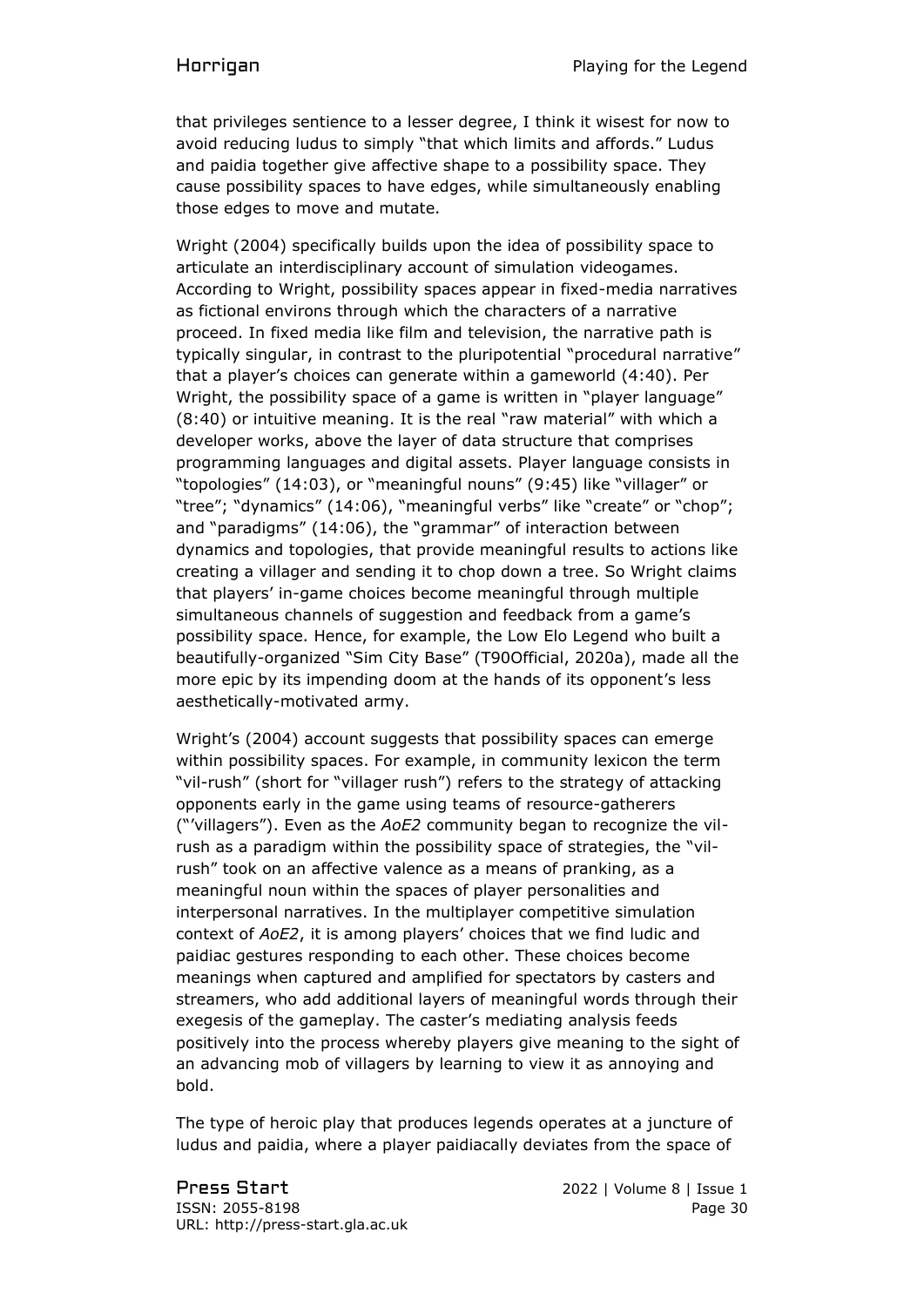that privileges sentience to a lesser degree, I think it wisest for now to avoid reducing ludus to simply "that which limits and affords." Ludus and paidia together give affective shape to a possibility space. They cause possibility spaces to have edges, while simultaneously enabling those edges to move and mutate.

Wright (2004) specifically builds upon the idea of possibility space to articulate an interdisciplinary account of simulation videogames. According to Wright, possibility spaces appear in fixed-media narratives as fictional environs through which the characters of a narrative proceed. In fixed media like film and television, the narrative path is typically singular, in contrast to the pluripotential "procedural narrative" that a player's choices can generate within a gameworld (4:40). Per Wright, the possibility space of a game is written in "player language" (8:40) or intuitive meaning. It is the real "raw material" with which a developer works, above the layer of data structure that comprises programming languages and digital assets. Player language consists in "topologies" (14:03), or "meaningful nouns" (9:45) like "villager" or "tree"; "dynamics" (14:06), "meaningful verbs" like "create" or "chop"; and "paradigms" (14:06), the "grammar" of interaction between dynamics and topologies, that provide meaningful results to actions like creating a villager and sending it to chop down a tree. So Wright claims that players' in-game choices become meaningful through multiple simultaneous channels of suggestion and feedback from a game's possibility space. Hence, for example, the Low Elo Legend who built a beautifully-organized "Sim City Base" (T90Official, 2020a), made all the more epic by its impending doom at the hands of its opponent's less aesthetically-motivated army.

Wright's (2004) account suggests that possibility spaces can emerge within possibility spaces. For example, in community lexicon the term "vil-rush" (short for "villager rush") refers to the strategy of attacking opponents early in the game using teams of resource-gatherers ("'villagers"). Even as the *AoE2* community began to recognize the vil-rush as a paradigm within the possibility space of strategies, the "vil-rush" took on an affective valence as a means of pranking, as a meaningful noun within the spaces of player personalities and interpersonal narratives. In the multiplayer competitive simulation context of *AoE2*, it is among players' choices that we find ludic and paidiac gestures responding to each other. These choices become meanings when captured and amplified for spectators by casters and streamers, who add additional layers of meaningful words through their exegesis of the gameplay. The caster's mediating analysis feeds positively into the process whereby players give meaning to the sight of an advancing mob of villagers by learning to view it as annoying and bold.

The type of heroic play that produces legends operates at a juncture of ludus and paidia, where a player paidiacally deviates from the space of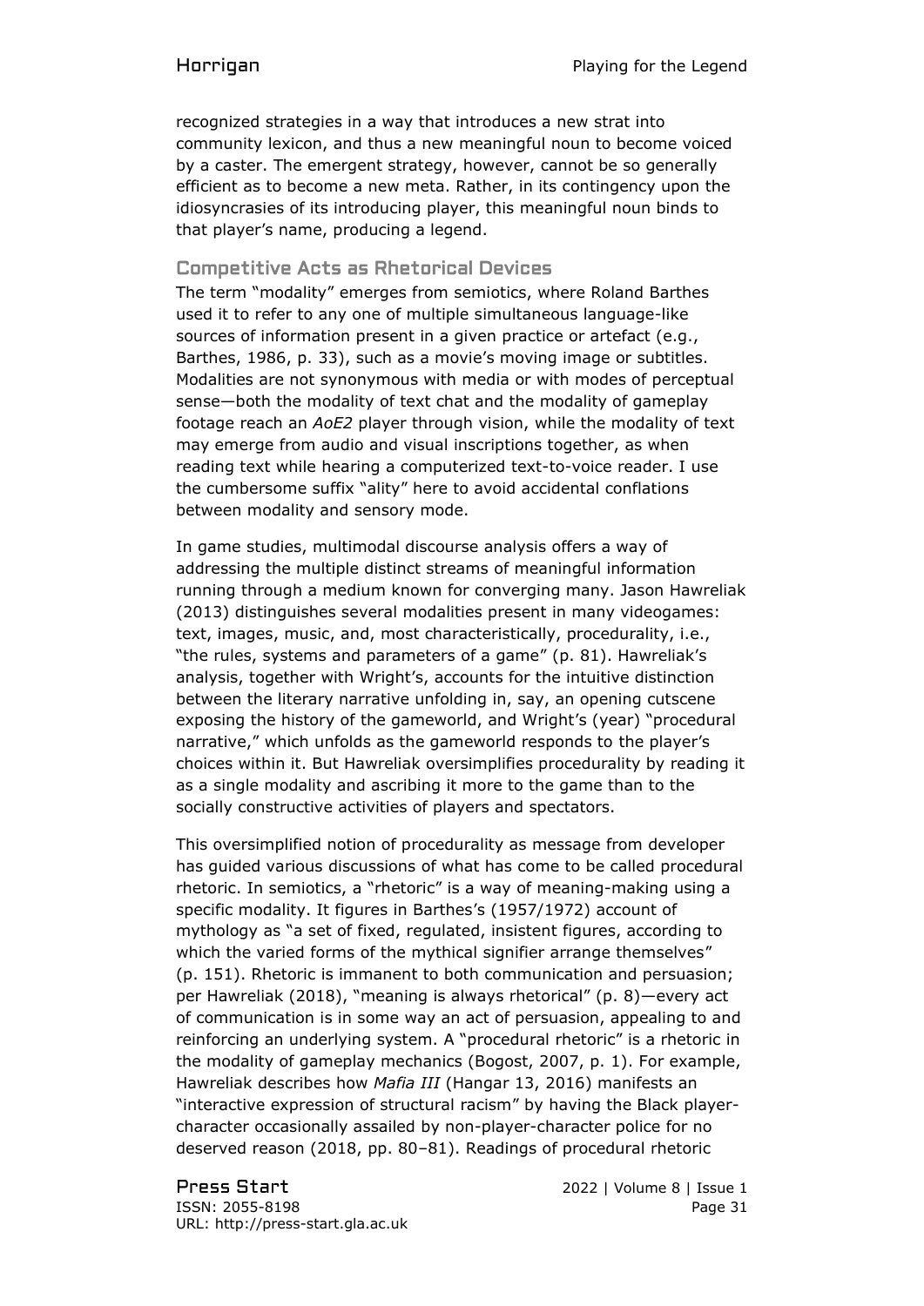recognized strategies in a way that introduces a new strat into community lexicon, and thus a new meaningful noun to become voiced by a caster. The emergent strategy, however, cannot be so generally efficient as to become a new meta. Rather, in its contingency upon the idiosyncrasies of its introducing player, this meaningful noun binds to that player's name, producing a legend.

## Competitive Acts as Rhetorical Devices

The term "modality" emerges from semiotics, where Roland Barthes used it to refer to any one of multiple simultaneous language-like sources of information present in a given practice or artefact (e.g., Barthes, 1986, p. 33), such as a movie's moving image or subtitles. Modalities are not synonymous with media or with modes of perceptual sense—both the modality of text chat and the modality of gameplay footage reach an *AoE2* player through vision, while the modality of text may emerge from audio and visual inscriptions together, as when reading text while hearing a computerized text-to-voice reader. I use the cumbersome suffix "ality" here to avoid accidental conflations between modality and sensory mode.

In game studies, multimodal discourse analysis offers a way of addressing the multiple distinct streams of meaningful information running through a medium known for converging many. Jason Hawreliak (2013) distinguishes several modalities present in many videogames: text, images, music, and, most characteristically, procedurality, i.e., "the rules, systems and parameters of a game" (p. 81). Hawreliak's analysis, together with Wright's, accounts for the intuitive distinction between the literary narrative unfolding in, say, an opening cutscene exposing the history of the gameworld, and Wright's (year) "procedural narrative," which unfolds as the gameworld responds to the player's choices within it. But Hawreliak oversimplifies procedurality by reading it as a single modality and ascribing it more to the game than to the socially constructive activities of players and spectators.

This oversimplified notion of procedurality as message from developer has guided various discussions of what has come to be called procedural rhetoric. In semiotics, a "rhetoric" is a way of meaning-making using a specific modality. It figures in Barthes's (1957/1972) account of mythology as "a set of fixed, regulated, insistent figures, according to which the varied forms of the mythical signifier arrange themselves" (p. 151). Rhetoric is immanent to both communication and persuasion; per Hawreliak (2018), "meaning is always rhetorical" (p. 8)—every act of communication is in some way an act of persuasion, appealing to and reinforcing an underlying system. A "procedural rhetoric" is a rhetoric in the modality of gameplay mechanics (Bogost, 2007, p. 1). For example, Hawreliak describes how *Mafia III* (Hangar 13, 2016) manifests an "interactive expression of structural racism" by having the Black player-character occasionally assailed by non-player-character police for no deserved reason (2018, pp. 80–81). Readings of procedural rhetoric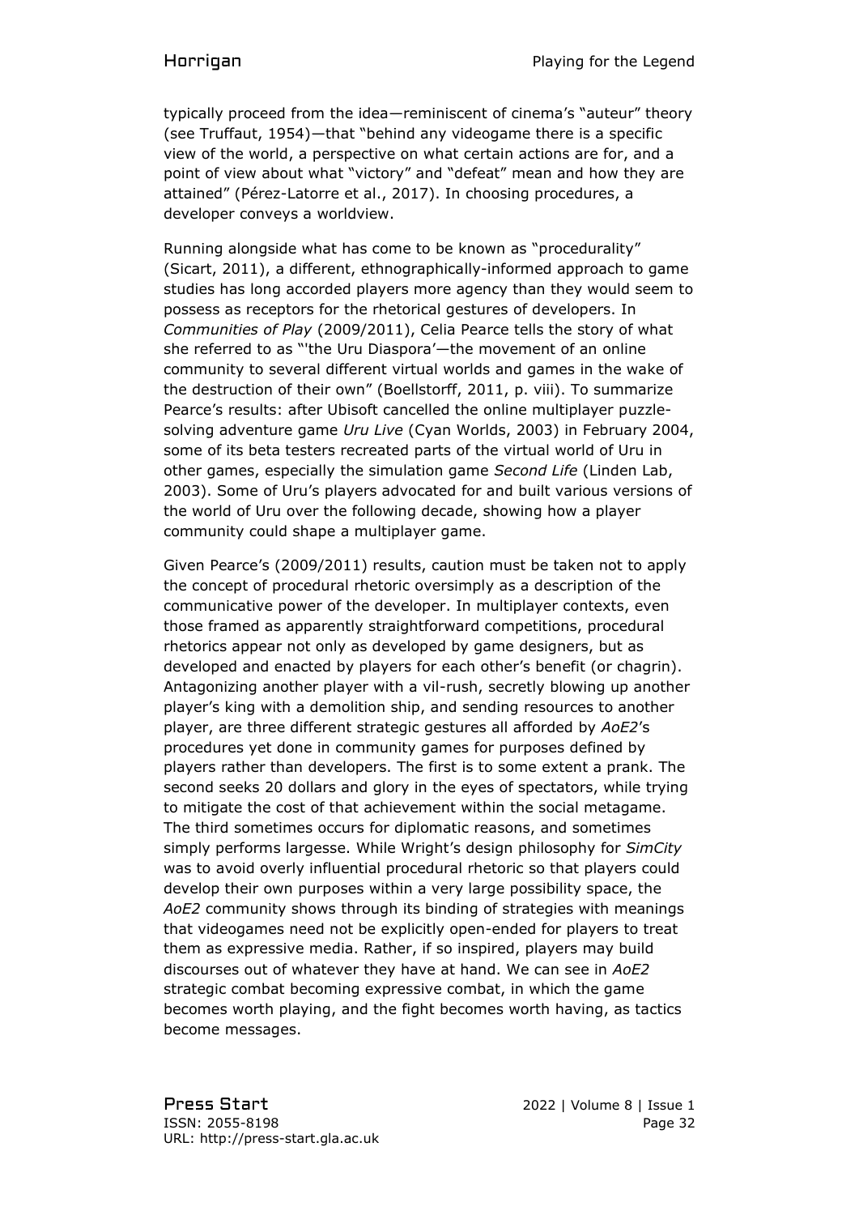typically proceed from the idea—reminiscent of cinema's "auteur" theory (see Truffaut, 1954)—that "behind any videogame there is a specific view of the world, a perspective on what certain actions are for, and a point of view about what "victory" and "defeat" mean and how they are attained" (Pérez-Latorre et al., 2017). In choosing procedures, a developer conveys a worldview.

Running alongside what has come to be known as "procedurality" (Sicart, 2011), a different, ethnographically-informed approach to game studies has long accorded players more agency than they would seem to possess as receptors for the rhetorical gestures of developers. In *Communities of Play* (2009/2011), Celia Pearce tells the story of what she referred to as "'the Uru Diaspora'—the movement of an online community to several different virtual worlds and games in the wake of the destruction of their own" (Boellstorff, 2011, p. viii). To summarize Pearce's results: after Ubisoft cancelled the online multiplayer puzzle-solving adventure game *Uru Live* (Cyan Worlds, 2003) in February 2004, some of its beta testers recreated parts of the virtual world of Uru in other games, especially the simulation game *Second Life* (Linden Lab, 2003). Some of Uru's players advocated for and built various versions of the world of Uru over the following decade, showing how a player community could shape a multiplayer game.

Given Pearce's (2009/2011) results, caution must be taken not to apply the concept of procedural rhetoric oversimply as a description of the communicative power of the developer. In multiplayer contexts, even those framed as apparently straightforward competitions, procedural rhetorics appear not only as developed by game designers, but as developed and enacted by players for each other's benefit (or chagrin). Antagonizing another player with a vil-rush, secretly blowing up another player's king with a demolition ship, and sending resources to another player, are three different strategic gestures all afforded by *AoE2*'s procedures yet done in community games for purposes defined by players rather than developers. The first is to some extent a prank. The second seeks 20 dollars and glory in the eyes of spectators, while trying to mitigate the cost of that achievement within the social metagame. The third sometimes occurs for diplomatic reasons, and sometimes simply performs largesse. While Wright's design philosophy for *SimCity* was to avoid overly influential procedural rhetoric so that players could develop their own purposes within a very large possibility space, the *AoE2* community shows through its binding of strategies with meanings that videogames need not be explicitly open-ended for players to treat them as expressive media. Rather, if so inspired, players may build discourses out of whatever they have at hand. We can see in *AoE2* strategic combat becoming expressive combat, in which the game becomes worth playing, and the fight becomes worth having, as tactics become messages.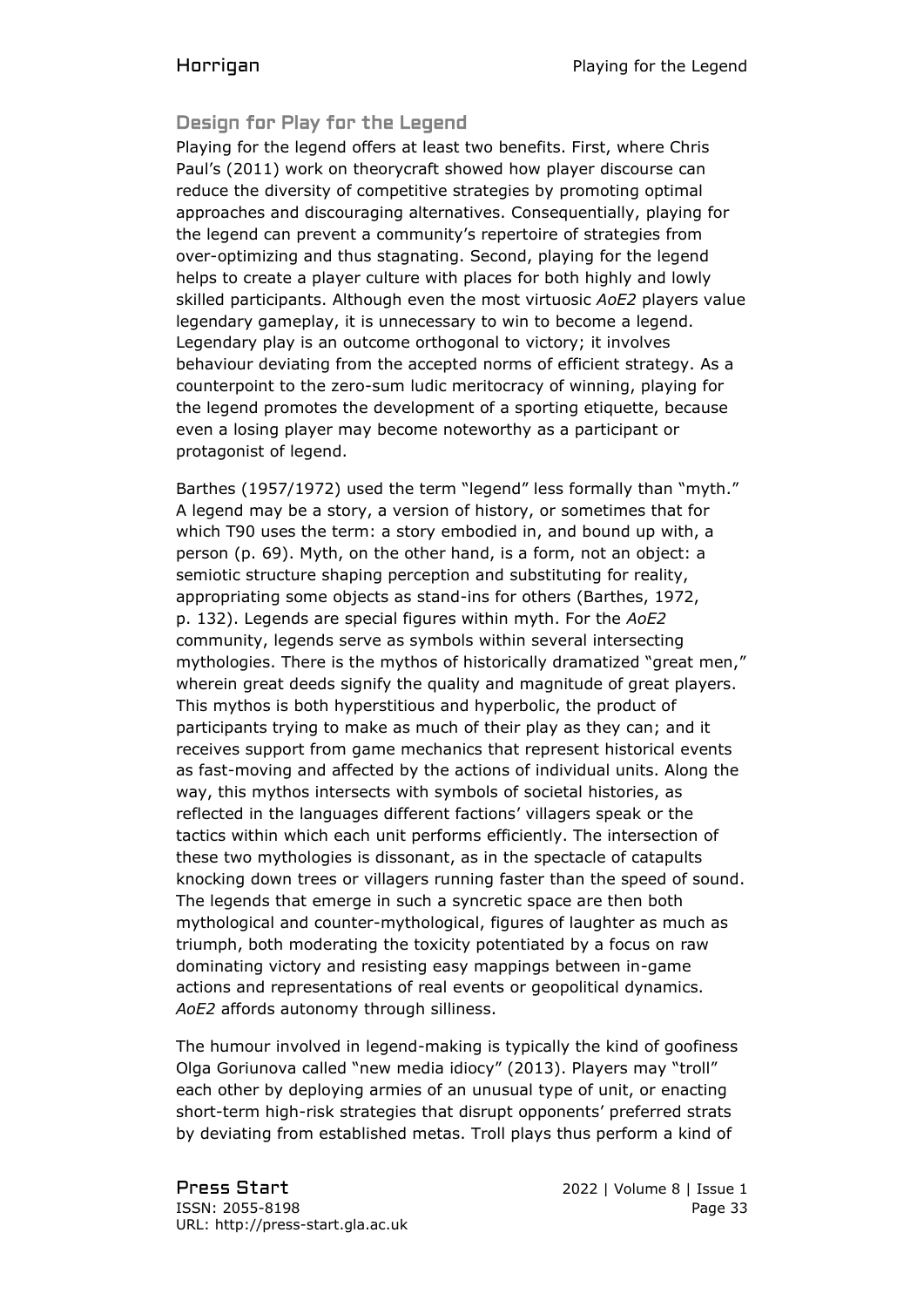## Design for Play for the Legend

Playing for the legend offers at least two benefits. First, where Chris Paul's (2011) work on theorycraft showed how player discourse can reduce the diversity of competitive strategies by promoting optimal approaches and discouraging alternatives. Consequentially, playing for the legend can prevent a community's repertoire of strategies from over-optimizing and thus stagnating. Second, playing for the legend helps to create a player culture with places for both highly and lowly skilled participants. Although even the most virtuosic *AoE2* players value legendary gameplay, it is unnecessary to win to become a legend. Legendary play is an outcome orthogonal to victory; it involves behaviour deviating from the accepted norms of efficient strategy. As a counterpoint to the zero-sum ludic meritocracy of winning, playing for the legend promotes the development of a sporting etiquette, because even a losing player may become noteworthy as a participant or protagonist of legend.

Barthes (1957/1972) used the term "legend" less formally than "myth." A legend may be a story, a version of history, or sometimes that for which T90 uses the term: a story embodied in, and bound up with, a person (p. 69). Myth, on the other hand, is a form, not an object: a semiotic structure shaping perception and substituting for reality, appropriating some objects as stand-ins for others (Barthes, 1972, p. 132). Legends are special figures within myth. For the *AoE2* community, legends serve as symbols within several intersecting mythologies. There is the mythos of historically dramatized "great men," wherein great deeds signify the quality and magnitude of great players. This mythos is both hyperstitious and hyperbolic, the product of participants trying to make as much of their play as they can; and it receives support from game mechanics that represent historical events as fast-moving and affected by the actions of individual units. Along the way, this mythos intersects with symbols of societal histories, as reflected in the languages different factions' villagers speak or the tactics within which each unit performs efficiently. The intersection of these two mythologies is dissonant, as in the spectacle of catapults knocking down trees or villagers running faster than the speed of sound. The legends that emerge in such a syncretic space are then both mythological and counter-mythological, figures of laughter as much as triumph, both moderating the toxicity potentiated by a focus on raw dominating victory and resisting easy mappings between in-game actions and representations of real events or geopolitical dynamics. *AoE2* affords autonomy through silliness.

The humour involved in legend-making is typically the kind of goofiness Olga Goriunova called "new media idiocy" (2013). Players may "troll" each other by deploying armies of an unusual type of unit, or enacting short-term high-risk strategies that disrupt opponents' preferred strats by deviating from established metas. Troll plays thus perform a kind of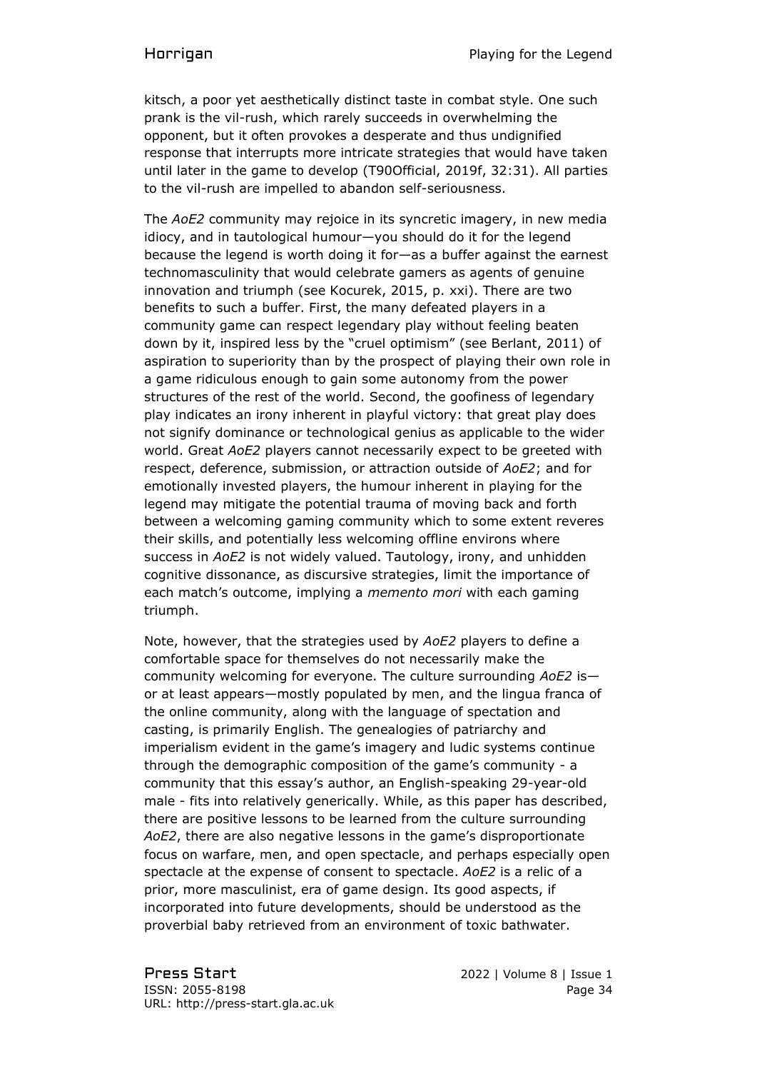kitsch, a poor yet aesthetically distinct taste in combat style. One such prank is the vil-rush, which rarely succeeds in overwhelming the opponent, but it often provokes a desperate and thus undignified response that interrupts more intricate strategies that would have taken until later in the game to develop (T90Official, 2019f, 32:31). All parties to the vil-rush are impelled to abandon self-seriousness.

The *AoE2* community may rejoice in its syncretic imagery, in new media idiocy, and in tautological humour—you should do it for the legend because the legend is worth doing it for—as a buffer against the earnest technomasculinity that would celebrate gamers as agents of genuine innovation and triumph (see Kocurek, 2015, p. xxi). There are two benefits to such a buffer. First, the many defeated players in a community game can respect legendary play without feeling beaten down by it, inspired less by the "cruel optimism" (see Berlant, 2011) of aspiration to superiority than by the prospect of playing their own role in a game ridiculous enough to gain some autonomy from the power structures of the rest of the world. Second, the goofiness of legendary play indicates an irony inherent in playful victory: that great play does not signify dominance or technological genius as applicable to the wider world. Great *AoE2* players cannot necessarily expect to be greeted with respect, deference, submission, or attraction outside of *AoE2*; and for emotionally invested players, the humour inherent in playing for the legend may mitigate the potential trauma of moving back and forth between a welcoming gaming community which to some extent reveres their skills, and potentially less welcoming offline environs where success in *AoE2* is not widely valued. Tautology, irony, and unhidden cognitive dissonance, as discursive strategies, limit the importance of each match's outcome, implying a *memento mori* with each gaming triumph.

Note, however, that the strategies used by *AoE2* players to define a comfortable space for themselves do not necessarily make the community welcoming for everyone. The culture surrounding *AoE2* is—or at least appears—mostly populated by men, and the lingua franca of the online community, along with the language of spectation and casting, is primarily English. The genealogies of patriarchy and imperialism evident in the game's imagery and ludic systems continue through the demographic composition of the game's community - a community that this essay's author, an English-speaking 29-year-old male - fits into relatively generically. While, as this paper has described, there are positive lessons to be learned from the culture surrounding *AoE2*, there are also negative lessons in the game's disproportionate focus on warfare, men, and open spectacle, and perhaps especially open spectacle at the expense of consent to spectacle. *AoE2* is a relic of a prior, more masculinist, era of game design. Its good aspects, if incorporated into future developments, should be understood as the proverbial baby retrieved from an environment of toxic bathwater.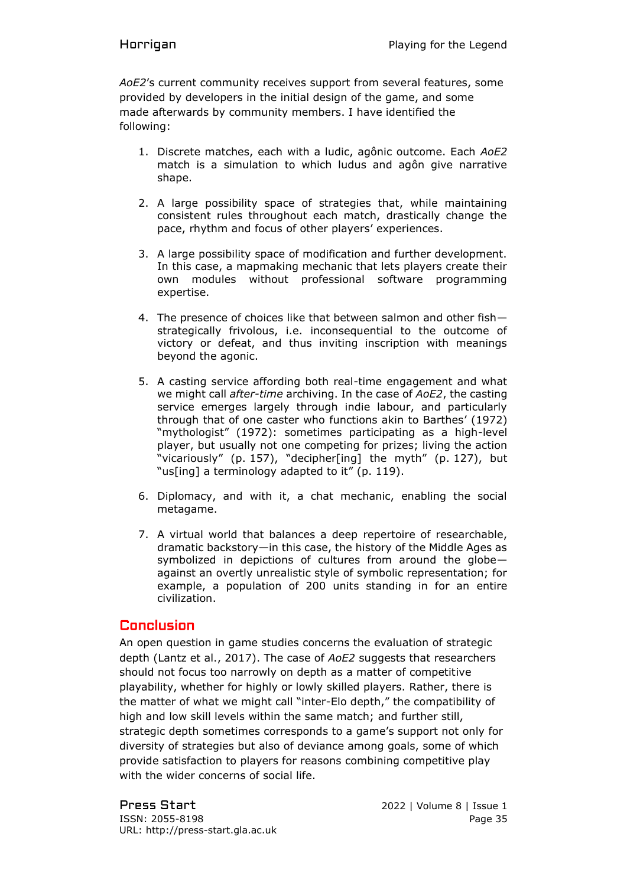*AoE2*'s current community receives support from several features, some provided by developers in the initial design of the game, and some made afterwards by community members. I have identified the following:

1. Discrete matches, each with a ludic, agônic outcome. Each *AoE2* match is a simulation to which ludus and agôn give narrative shape.

2. A large possibility space of strategies that, while maintaining consistent rules throughout each match, drastically change the pace, rhythm and focus of other players' experiences.

3. A large possibility space of modification and further development. In this case, a mapmaking mechanic that lets players create their own modules without professional software programming expertise.

4. The presence of choices like that between salmon and other fish—strategically frivolous, i.e. inconsequential to the outcome of victory or defeat, and thus inviting inscription with meanings beyond the agonic.

5. A casting service affording both real-time engagement and what we might call *after-time* archiving. In the case of *AoE2*, the casting service emerges largely through indie labour, and particularly through that of one caster who functions akin to Barthes' (1972) "mythologist" (1972): sometimes participating as a high-level player, but usually not one competing for prizes; living the action "vicariously" (p. 157), "decipher[ing] the myth" (p. 127), but "us[ing] a terminology adapted to it" (p. 119).

6. Diplomacy, and with it, a chat mechanic, enabling the social metagame.

7. A virtual world that balances a deep repertoire of researchable, dramatic backstory—in this case, the history of the Middle Ages as symbolized in depictions of cultures from around the globe—against an overtly unrealistic style of symbolic representation; for example, a population of 200 units standing in for an entire civilization.

## Conclusion

An open question in game studies concerns the evaluation of strategic depth (Lantz et al., 2017). The case of *AoE2* suggests that researchers should not focus too narrowly on depth as a matter of competitive playability, whether for highly or lowly skilled players. Rather, there is the matter of what we might call "inter-Elo depth," the compatibility of high and low skill levels within the same match; and further still, strategic depth sometimes corresponds to a game's support not only for diversity of strategies but also of deviance among goals, some of which provide satisfaction to players for reasons combining competitive play with the wider concerns of social life.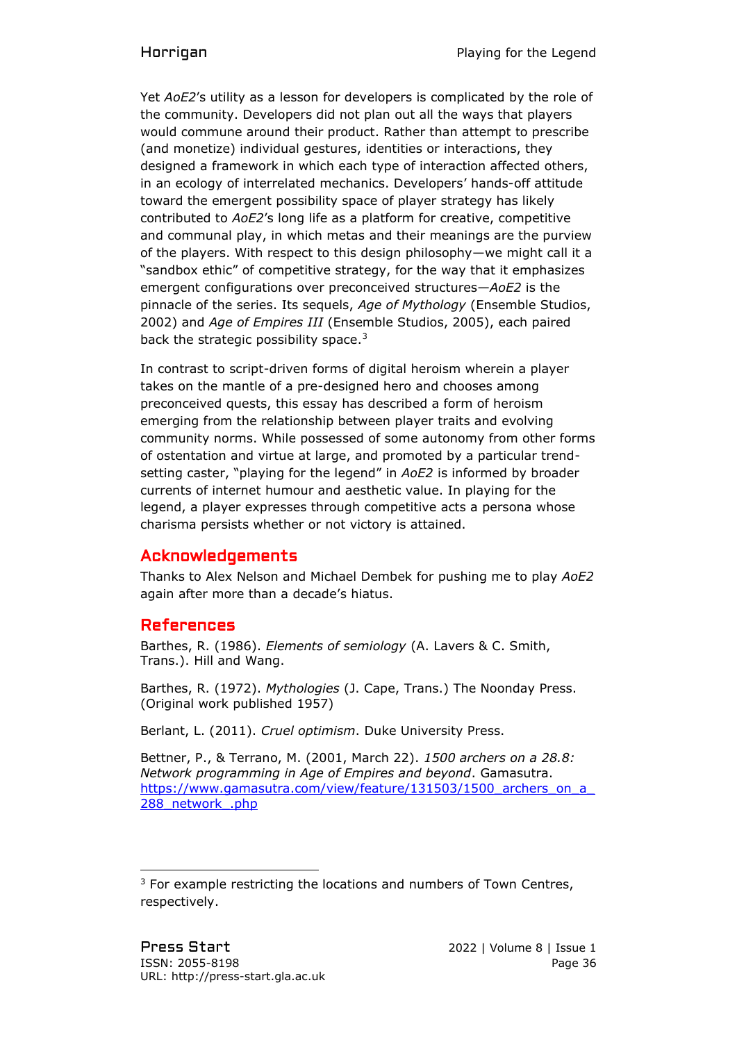Yet *AoE2*'s utility as a lesson for developers is complicated by the role of the community. Developers did not plan out all the ways that players would commune around their product. Rather than attempt to prescribe (and monetize) individual gestures, identities or interactions, they designed a framework in which each type of interaction affected others, in an ecology of interrelated mechanics. Developers' hands-off attitude toward the emergent possibility space of player strategy has likely contributed to *AoE2*'s long life as a platform for creative, competitive and communal play, in which metas and their meanings are the purview of the players. With respect to this design philosophy—we might call it a "sandbox ethic" of competitive strategy, for the way that it emphasizes emergent configurations over preconceived structures—*AoE2* is the pinnacle of the series. Its sequels, *Age of Mythology* (Ensemble Studios, 2002) and *Age of Empires III* (Ensemble Studios, 2005), each paired back the strategic possibility space.[3]

In contrast to script-driven forms of digital heroism wherein a player takes on the mantle of a pre-designed hero and chooses among preconceived quests, this essay has described a form of heroism emerging from the relationship between player traits and evolving community norms. While possessed of some autonomy from other forms of ostentation and virtue at large, and promoted by a particular trend-setting caster, "playing for the legend" in *AoE2* is informed by broader currents of internet humour and aesthetic value. In playing for the legend, a player expresses through competitive acts a persona whose charisma persists whether or not victory is attained.

## Acknowledgements

Thanks to Alex Nelson and Michael Dembek for pushing me to play *AoE2* again after more than a decade's hiatus.

## References

Barthes, R. (1986). *Elements of semiology* (A. Lavers & C. Smith, Trans.). Hill and Wang.

Barthes, R. (1972). *Mythologies* (J. Cape, Trans.) The Noonday Press. (Original work published 1957)

Berlant, L. (2011). *Cruel optimism*. Duke University Press.

Bettner, P., & Terrano, M. (2001, March 22). *1500 archers on a 28.8: Network programming in Age of Empires and beyond*. Gamasutra. https://www.gamasutra.com/view/feature/131503/1500_archers_on_a_288_network_.php

---

[3] For example restricting the locations and numbers of Town Centres, respectively.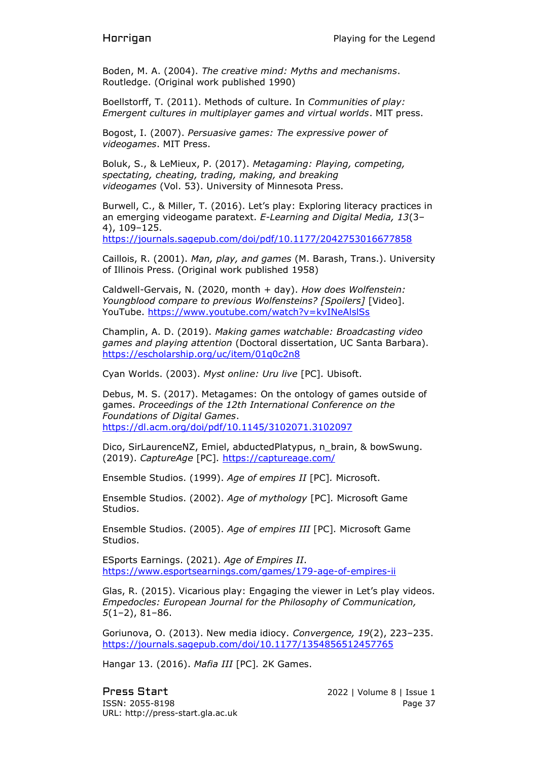Boden, M. A. (2004). *The creative mind: Myths and mechanisms*. Routledge. (Original work published 1990)

Boellstorff, T. (2011). Methods of culture. In *Communities of play: Emergent cultures in multiplayer games and virtual worlds*. MIT press.

Bogost, I. (2007). *Persuasive games: The expressive power of videogames*. MIT Press.

Boluk, S., & LeMieux, P. (2017). *Metagaming: Playing, competing, spectating, cheating, trading, making, and breaking videogames* (Vol. 53). University of Minnesota Press.

Burwell, C., & Miller, T. (2016). Let's play: Exploring literacy practices in an emerging videogame paratext. *E-Learning and Digital Media, 13*(3–4), 109–125. https://journals.sagepub.com/doi/pdf/10.1177/2042753016677858

Caillois, R. (2001). *Man, play, and games* (M. Barash, Trans.). University of Illinois Press. (Original work published 1958)

Caldwell-Gervais, N. (2020, month + day). *How does Wolfenstein: Youngblood compare to previous Wolfensteins? [Spoilers]* [Video]. YouTube. https://www.youtube.com/watch?v=kvINeAlslSs

Champlin, A. D. (2019). *Making games watchable: Broadcasting video games and playing attention* (Doctoral dissertation, UC Santa Barbara). https://escholarship.org/uc/item/01q0c2n8

Cyan Worlds. (2003). *Myst online: Uru live* [PC]*.* Ubisoft.

Debus, M. S. (2017). Metagames: On the ontology of games outside of games. *Proceedings of the 12th International Conference on the Foundations of Digital Games*. https://dl.acm.org/doi/pdf/10.1145/3102071.3102097

Dico, SirLaurenceNZ, Emiel, abductedPlatypus, n_brain, & bowSwung. (2019). *CaptureAge* [PC]*.* https://captureage.com/

Ensemble Studios. (1999). *Age of empires II* [PC]*.* Microsoft.

Ensemble Studios. (2002). *Age of mythology* [PC]*.* Microsoft Game Studios.

Ensemble Studios. (2005). *Age of empires III* [PC]*.* Microsoft Game Studios.

ESports Earnings. (2021). *Age of Empires II*. https://www.esportsearnings.com/games/179-age-of-empires-ii

Glas, R. (2015). Vicarious play: Engaging the viewer in Let's play videos. *Empedocles: European Journal for the Philosophy of Communication, 5*(1–2), 81–86.

Goriunova, O. (2013). New media idiocy. *Convergence, 19*(2), 223–235. https://journals.sagepub.com/doi/10.1177/1354856512457765

Hangar 13. (2016). *Mafia III* [PC]*.* 2K Games.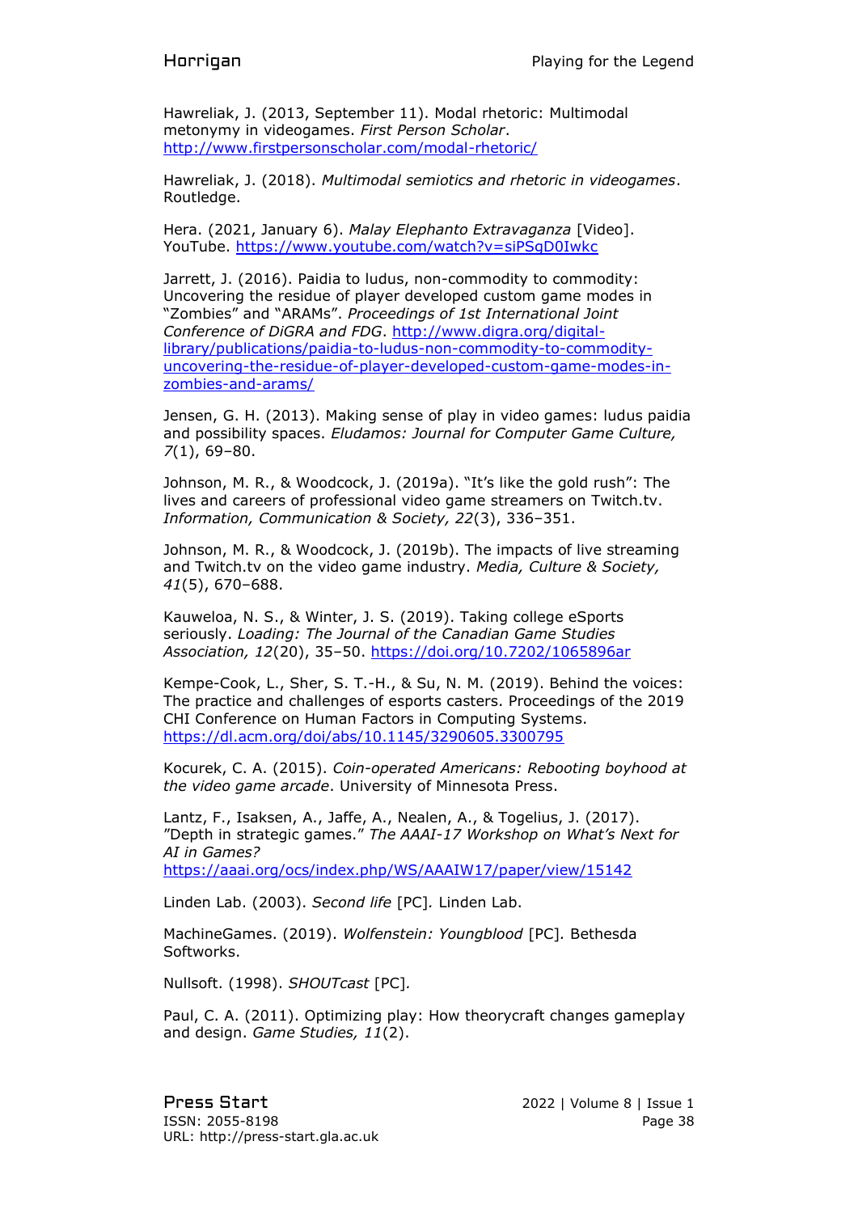Hawreliak, J. (2013, September 11). Modal rhetoric: Multimodal metonymy in videogames. *First Person Scholar*. http://www.firstpersonscholar.com/modal-rhetoric/

Hawreliak, J. (2018). *Multimodal semiotics and rhetoric in videogames*. Routledge.

Hera. (2021, January 6). *Malay Elephanto Extravaganza* [Video]. YouTube. https://www.youtube.com/watch?v=siPSgD0Iwkc

Jarrett, J. (2016). Paidia to ludus, non-commodity to commodity: Uncovering the residue of player developed custom game modes in "Zombies" and "ARAMs". *Proceedings of 1st International Joint Conference of DiGRA and FDG*. http://www.digra.org/digital-library/publications/paidia-to-ludus-non-commodity-to-commodity-uncovering-the-residue-of-player-developed-custom-game-modes-in-zombies-and-arams/

Jensen, G. H. (2013). Making sense of play in video games: ludus paidia and possibility spaces. *Eludamos: Journal for Computer Game Culture, 7*(1), 69–80.

Johnson, M. R., & Woodcock, J. (2019a). "It's like the gold rush": The lives and careers of professional video game streamers on Twitch.tv. *Information, Communication & Society, 22*(3), 336–351.

Johnson, M. R., & Woodcock, J. (2019b). The impacts of live streaming and Twitch.tv on the video game industry. *Media, Culture & Society, 41*(5), 670–688.

Kauweloa, N. S., & Winter, J. S. (2019). Taking college eSports seriously. *Loading: The Journal of the Canadian Game Studies Association, 12*(20), 35–50. https://doi.org/10.7202/1065896ar

Kempe-Cook, L., Sher, S. T.-H., & Su, N. M. (2019). Behind the voices: The practice and challenges of esports casters. Proceedings of the 2019 CHI Conference on Human Factors in Computing Systems. https://dl.acm.org/doi/abs/10.1145/3290605.3300795

Kocurek, C. A. (2015). *Coin-operated Americans: Rebooting boyhood at the video game arcade*. University of Minnesota Press.

Lantz, F., Isaksen, A., Jaffe, A., Nealen, A., & Togelius, J. (2017). "Depth in strategic games." *The AAAI-17 Workshop on What's Next for AI in Games?* https://aaai.org/ocs/index.php/WS/AAAIW17/paper/view/15142

Linden Lab. (2003). *Second life* [PC]. Linden Lab.

MachineGames. (2019). *Wolfenstein: Youngblood* [PC]. Bethesda Softworks.

Nullsoft. (1998). *SHOUTcast* [PC].

Paul, C. A. (2011). Optimizing play: How theorycraft changes gameplay and design. *Game Studies, 11*(2).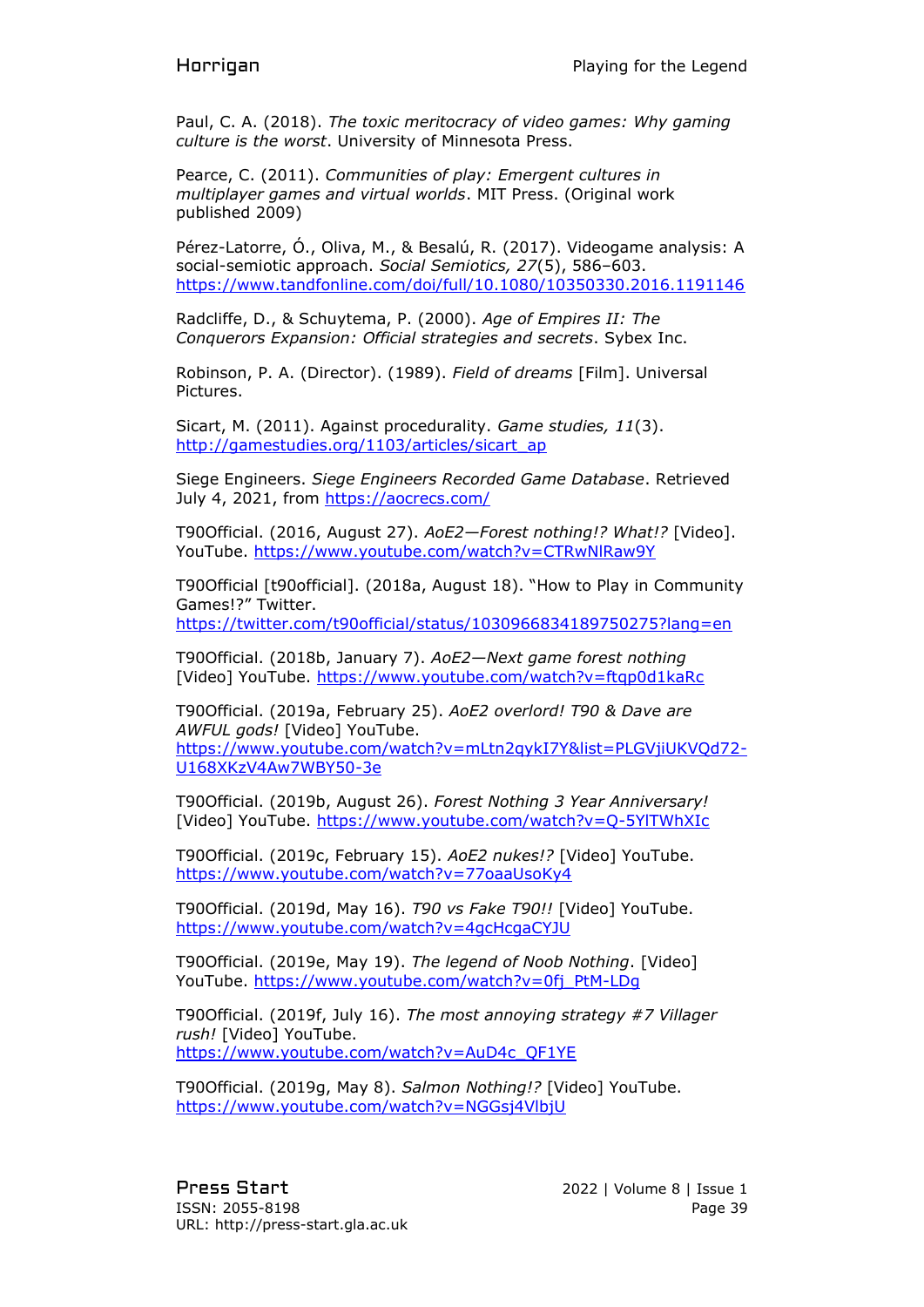Paul, C. A. (2018). *The toxic meritocracy of video games: Why gaming culture is the worst*. University of Minnesota Press.

Pearce, C. (2011). *Communities of play: Emergent cultures in multiplayer games and virtual worlds*. MIT Press. (Original work published 2009)

Pérez-Latorre, Ó., Oliva, M., & Besalú, R. (2017). Videogame analysis: A social-semiotic approach. *Social Semiotics, 27*(5), 586–603. https://www.tandfonline.com/doi/full/10.1080/10350330.2016.1191146

Radcliffe, D., & Schuytema, P. (2000). *Age of Empires II: The Conquerors Expansion: Official strategies and secrets*. Sybex Inc.

Robinson, P. A. (Director). (1989). *Field of dreams* [Film]. Universal Pictures.

Sicart, M. (2011). Against procedurality. *Game studies, 11*(3). http://gamestudies.org/1103/articles/sicart_ap

Siege Engineers. *Siege Engineers Recorded Game Database*. Retrieved July 4, 2021, from https://aocrecs.com/

T90Official. (2016, August 27). *AoE2—Forest nothing!? What!?* [Video]. YouTube. https://www.youtube.com/watch?v=CTRwNlRaw9Y

T90Official [t90official]. (2018a, August 18). "How to Play in Community Games!?" Twitter. https://twitter.com/t90official/status/1030966834189750275?lang=en

T90Official. (2018b, January 7). *AoE2—Next game forest nothing* [Video] YouTube. https://www.youtube.com/watch?v=ftqp0d1kaRc

T90Official. (2019a, February 25). *AoE2 overlord! T90 & Dave are AWFUL gods!* [Video] YouTube. https://www.youtube.com/watch?v=mLtn2qykI7Y&list=PLGVjiUKVQd72-U168XKzV4Aw7WBY50-3e

T90Official. (2019b, August 26). *Forest Nothing 3 Year Anniversary!* [Video] YouTube. https://www.youtube.com/watch?v=Q-5YlTWhXIc

T90Official. (2019c, February 15). *AoE2 nukes!?* [Video] YouTube. https://www.youtube.com/watch?v=77oaaUsoKy4

T90Official. (2019d, May 16). *T90 vs Fake T90!!* [Video] YouTube. https://www.youtube.com/watch?v=4gcHcgaCYJU

T90Official. (2019e, May 19). *The legend of Noob Nothing*. [Video] YouTube. https://www.youtube.com/watch?v=0fj_PtM-LDg

T90Official. (2019f, July 16). *The most annoying strategy #7 Villager rush!* [Video] YouTube. https://www.youtube.com/watch?v=AuD4c_QF1YE

T90Official. (2019g, May 8). *Salmon Nothing!?* [Video] YouTube. https://www.youtube.com/watch?v=NGGsj4VlbjU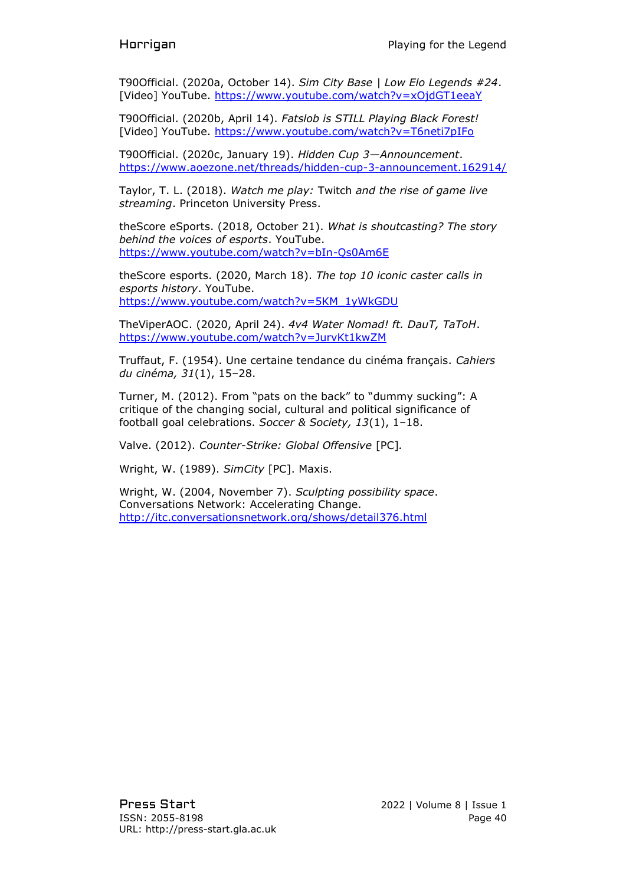T90Official. (2020a, October 14). *Sim City Base | Low Elo Legends #24*. [Video] YouTube. https://www.youtube.com/watch?v=xOjdGT1eeaY

T90Official. (2020b, April 14). *Fatslob is STILL Playing Black Forest!* [Video] YouTube. https://www.youtube.com/watch?v=T6neti7pIFo

T90Official. (2020c, January 19). *Hidden Cup 3—Announcement*. https://www.aoezone.net/threads/hidden-cup-3-announcement.162914/

Taylor, T. L. (2018). *Watch me play:* Twitch *and the rise of game live streaming*. Princeton University Press.

theScore eSports. (2018, October 21). *What is shoutcasting? The story behind the voices of esports*. YouTube. https://www.youtube.com/watch?v=bIn-Qs0Am6E

theScore esports. (2020, March 18). *The top 10 iconic caster calls in esports history*. YouTube. https://www.youtube.com/watch?v=5KM_1yWkGDU

TheViperAOC. (2020, April 24). *4v4 Water Nomad! ft. DauT, TaToH*. https://www.youtube.com/watch?v=JurvKt1kwZM

Truffaut, F. (1954). Une certaine tendance du cinéma français. *Cahiers du cinéma, 31*(1), 15–28.

Turner, M. (2012). From "pats on the back" to "dummy sucking": A critique of the changing social, cultural and political significance of football goal celebrations. *Soccer & Society, 13*(1), 1–18.

Valve. (2012). *Counter-Strike: Global Offensive* [PC].

Wright, W. (1989). *SimCity* [PC]. Maxis.

Wright, W. (2004, November 7). *Sculpting possibility space*. Conversations Network: Accelerating Change. http://itc.conversationsnetwork.org/shows/detail376.html